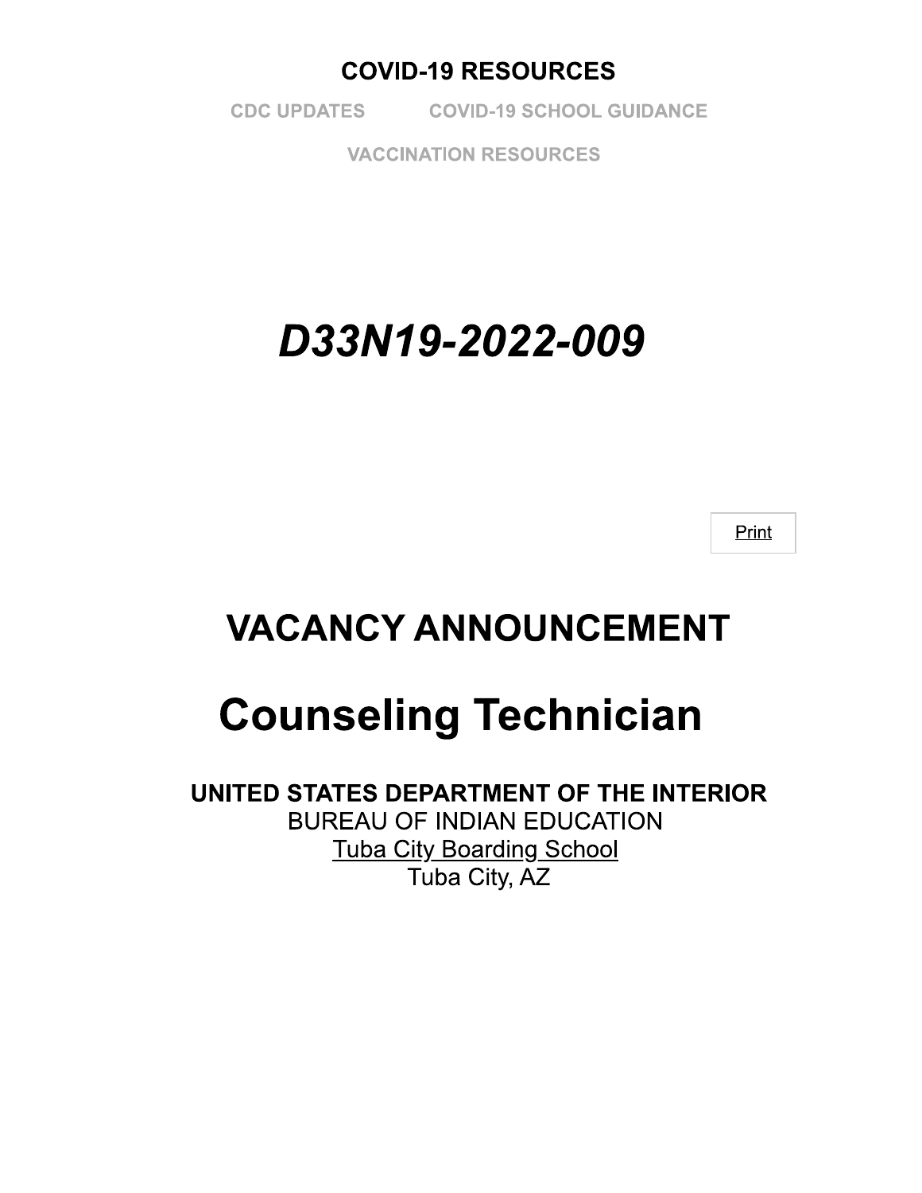**COVID-19 RESOURCES**

CDC UPDATES　　COVID-19 SCHOOL GUIDANCE

VACCINATION RESOURCES

# *D33N19-2022-009*

Print

# VACANCY ANNOUNCEMENT

# Counseling Technician

**UNITED STATES DEPARTMENT OF THE INTERIOR**
BUREAU OF INDIAN EDUCATION
Tuba City Boarding School
Tuba City, AZ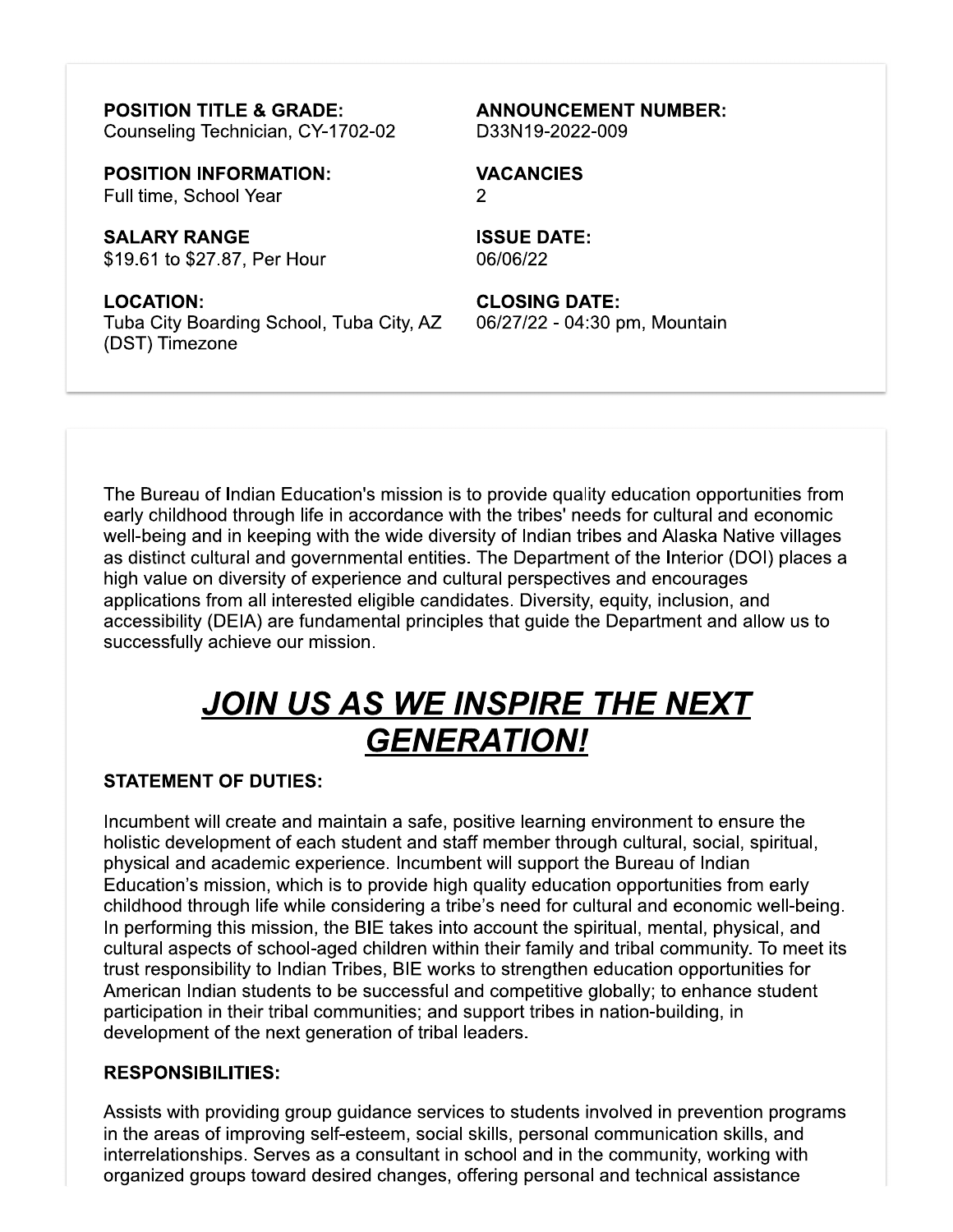**POSITION TITLE & GRADE:**
Counseling Technician, CY-1702-02

**ANNOUNCEMENT NUMBER:**
D33N19-2022-009

**POSITION INFORMATION:**
Full time, School Year

**VACANCIES**
2

**SALARY RANGE**
$19.61 to $27.87, Per Hour

**ISSUE DATE:**
06/06/22

**LOCATION:**
Tuba City Boarding School, Tuba City, AZ

**CLOSING DATE:**
06/27/22 - 04:30 pm, Mountain (DST) Timezone

The Bureau of Indian Education's mission is to provide quality education opportunities from early childhood through life in accordance with the tribes' needs for cultural and economic well-being and in keeping with the wide diversity of Indian tribes and Alaska Native villages as distinct cultural and governmental entities. The Department of the Interior (DOI) places a high value on diversity of experience and cultural perspectives and encourages applications from all interested eligible candidates. Diversity, equity, inclusion, and accessibility (DEIA) are fundamental principles that guide the Department and allow us to successfully achieve our mission.

# ***JOIN US AS WE INSPIRE THE NEXT GENERATION!***

**STATEMENT OF DUTIES:**

Incumbent will create and maintain a safe, positive learning environment to ensure the holistic development of each student and staff member through cultural, social, spiritual, physical and academic experience. Incumbent will support the Bureau of Indian Education's mission, which is to provide high quality education opportunities from early childhood through life while considering a tribe's need for cultural and economic well-being. In performing this mission, the BIE takes into account the spiritual, mental, physical, and cultural aspects of school-aged children within their family and tribal community. To meet its trust responsibility to Indian Tribes, BIE works to strengthen education opportunities for American Indian students to be successful and competitive globally; to enhance student participation in their tribal communities; and support tribes in nation-building, in development of the next generation of tribal leaders.

**RESPONSIBILITIES:**

Assists with providing group guidance services to students involved in prevention programs in the areas of improving self-esteem, social skills, personal communication skills, and interrelationships. Serves as a consultant in school and in the community, working with organized groups toward desired changes, offering personal and technical assistance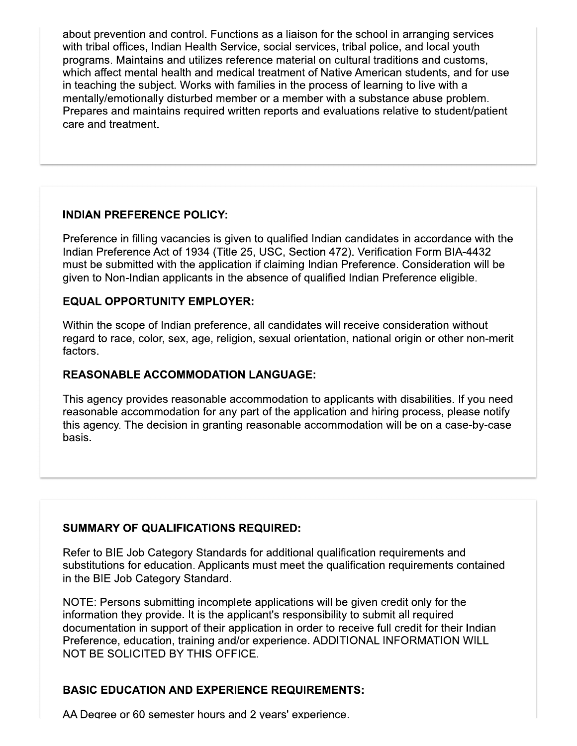about prevention and control. Functions as a liaison for the school in arranging services with tribal offices, Indian Health Service, social services, tribal police, and local youth programs. Maintains and utilizes reference material on cultural traditions and customs, which affect mental health and medical treatment of Native American students, and for use in teaching the subject. Works with families in the process of learning to live with a mentally/emotionally disturbed member or a member with a substance abuse problem. Prepares and maintains required written reports and evaluations relative to student/patient care and treatment.

**INDIAN PREFERENCE POLICY:**

Preference in filling vacancies is given to qualified Indian candidates in accordance with the Indian Preference Act of 1934 (Title 25, USC, Section 472). Verification Form BIA-4432 must be submitted with the application if claiming Indian Preference. Consideration will be given to Non-Indian applicants in the absence of qualified Indian Preference eligible.

**EQUAL OPPORTUNITY EMPLOYER:**

Within the scope of Indian preference, all candidates will receive consideration without regard to race, color, sex, age, religion, sexual orientation, national origin or other non-merit factors.

**REASONABLE ACCOMMODATION LANGUAGE:**

This agency provides reasonable accommodation to applicants with disabilities. If you need reasonable accommodation for any part of the application and hiring process, please notify this agency. The decision in granting reasonable accommodation will be on a case-by-case basis.

**SUMMARY OF QUALIFICATIONS REQUIRED:**

Refer to BIE Job Category Standards for additional qualification requirements and substitutions for education. Applicants must meet the qualification requirements contained in the BIE Job Category Standard.

NOTE: Persons submitting incomplete applications will be given credit only for the information they provide. It is the applicant's responsibility to submit all required documentation in support of their application in order to receive full credit for their Indian Preference, education, training and/or experience. ADDITIONAL INFORMATION WILL NOT BE SOLICITED BY THIS OFFICE.

**BASIC EDUCATION AND EXPERIENCE REQUIREMENTS:**

AA Degree or 60 semester hours and 2 years' experience.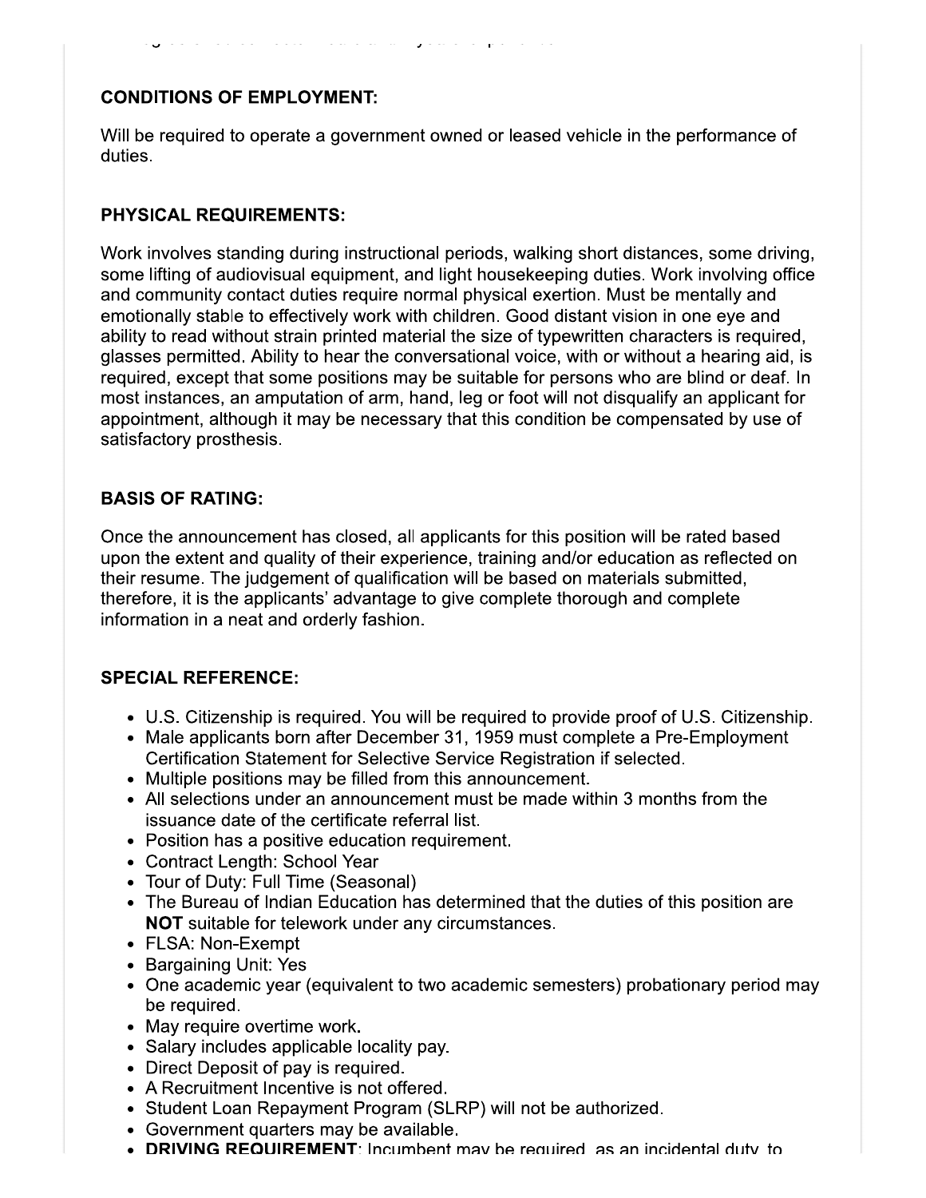## CONDITIONS OF EMPLOYMENT:

Will be required to operate a government owned or leased vehicle in the performance of duties.

## PHYSICAL REQUIREMENTS:

Work involves standing during instructional periods, walking short distances, some driving, some lifting of audiovisual equipment, and light housekeeping duties. Work involving office and community contact duties require normal physical exertion. Must be mentally and emotionally stable to effectively work with children. Good distant vision in one eye and ability to read without strain printed material the size of typewritten characters is required, glasses permitted. Ability to hear the conversational voice, with or without a hearing aid, is required, except that some positions may be suitable for persons who are blind or deaf. In most instances, an amputation of arm, hand, leg or foot will not disqualify an applicant for appointment, although it may be necessary that this condition be compensated by use of satisfactory prosthesis.

## BASIS OF RATING:

Once the announcement has closed, all applicants for this position will be rated based upon the extent and quality of their experience, training and/or education as reflected on their resume. The judgement of qualification will be based on materials submitted, therefore, it is the applicants' advantage to give complete thorough and complete information in a neat and orderly fashion.

## SPECIAL REFERENCE:

- U.S. Citizenship is required. You will be required to provide proof of U.S. Citizenship.
- Male applicants born after December 31, 1959 must complete a Pre-Employment Certification Statement for Selective Service Registration if selected.
- Multiple positions may be filled from this announcement.
- All selections under an announcement must be made within 3 months from the issuance date of the certificate referral list.
- Position has a positive education requirement.
- Contract Length: School Year
- Tour of Duty: Full Time (Seasonal)
- The Bureau of Indian Education has determined that the duties of this position are **NOT** suitable for telework under any circumstances.
- FLSA: Non-Exempt
- Bargaining Unit: Yes
- One academic year (equivalent to two academic semesters) probationary period may be required.
- May require overtime work**.**
- Salary includes applicable locality pay.
- Direct Deposit of pay is required.
- A Recruitment Incentive is not offered.
- Student Loan Repayment Program (SLRP) will not be authorized.
- Government quarters may be available.
- **DRIVING REQUIREMENT**: Incumbent may be required, as an incidental duty, to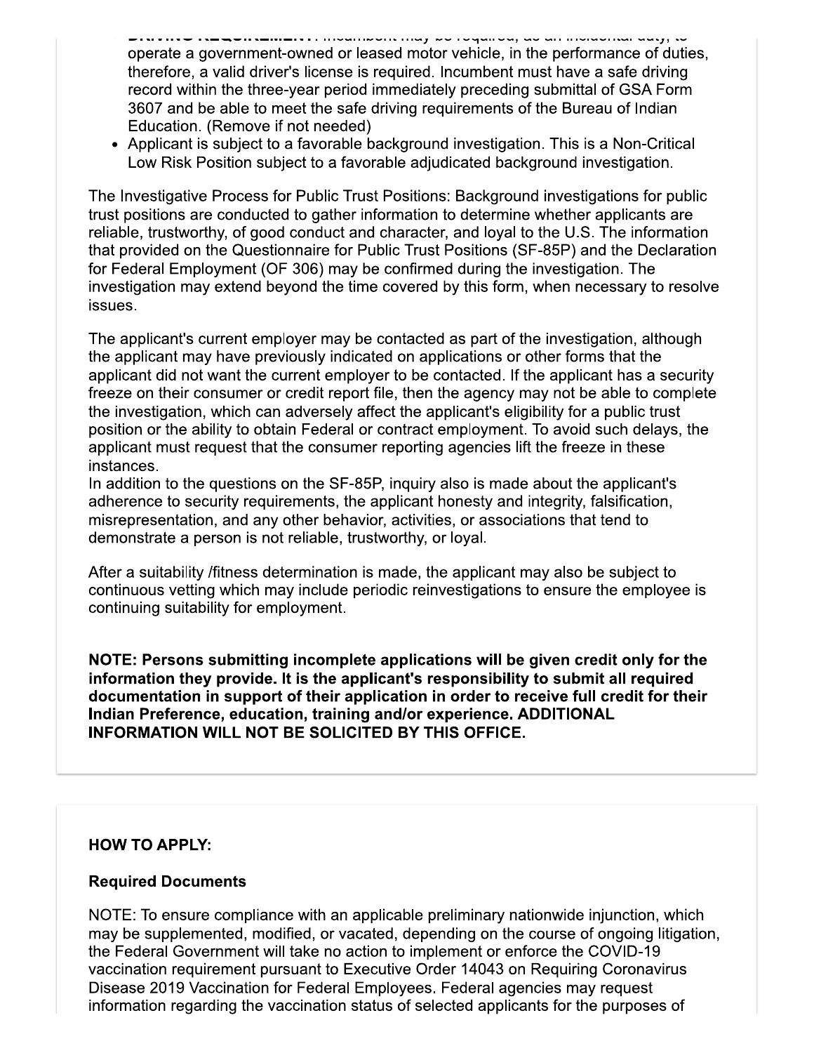- **DRIVING REQUIREMENT:** Incumbent may be required, as an incidental duty, to operate a government-owned or leased motor vehicle, in the performance of duties, therefore, a valid driver's license is required. Incumbent must have a safe driving record within the three-year period immediately preceding submittal of GSA Form 3607 and be able to meet the safe driving requirements of the Bureau of Indian Education. (Remove if not needed)
- Applicant is subject to a favorable background investigation. This is a Non-Critical Low Risk Position subject to a favorable adjudicated background investigation.

The Investigative Process for Public Trust Positions: Background investigations for public trust positions are conducted to gather information to determine whether applicants are reliable, trustworthy, of good conduct and character, and loyal to the U.S. The information that provided on the Questionnaire for Public Trust Positions (SF-85P) and the Declaration for Federal Employment (OF 306) may be confirmed during the investigation. The investigation may extend beyond the time covered by this form, when necessary to resolve issues.

The applicant's current employer may be contacted as part of the investigation, although the applicant may have previously indicated on applications or other forms that the applicant did not want the current employer to be contacted. If the applicant has a security freeze on their consumer or credit report file, then the agency may not be able to complete the investigation, which can adversely affect the applicant's eligibility for a public trust position or the ability to obtain Federal or contract employment. To avoid such delays, the applicant must request that the consumer reporting agencies lift the freeze in these instances.
In addition to the questions on the SF-85P, inquiry also is made about the applicant's adherence to security requirements, the applicant honesty and integrity, falsification, misrepresentation, and any other behavior, activities, or associations that tend to demonstrate a person is not reliable, trustworthy, or loyal.

After a suitability /fitness determination is made, the applicant may also be subject to continuous vetting which may include periodic reinvestigations to ensure the employee is continuing suitability for employment.

**NOTE: Persons submitting incomplete applications will be given credit only for the information they provide. It is the applicant's responsibility to submit all required documentation in support of their application in order to receive full credit for their Indian Preference, education, training and/or experience. ADDITIONAL INFORMATION WILL NOT BE SOLICITED BY THIS OFFICE.**

**HOW TO APPLY:**

**Required Documents**

NOTE: To ensure compliance with an applicable preliminary nationwide injunction, which may be supplemented, modified, or vacated, depending on the course of ongoing litigation, the Federal Government will take no action to implement or enforce the COVID-19 vaccination requirement pursuant to Executive Order 14043 on Requiring Coronavirus Disease 2019 Vaccination for Federal Employees. Federal agencies may request information regarding the vaccination status of selected applicants for the purposes of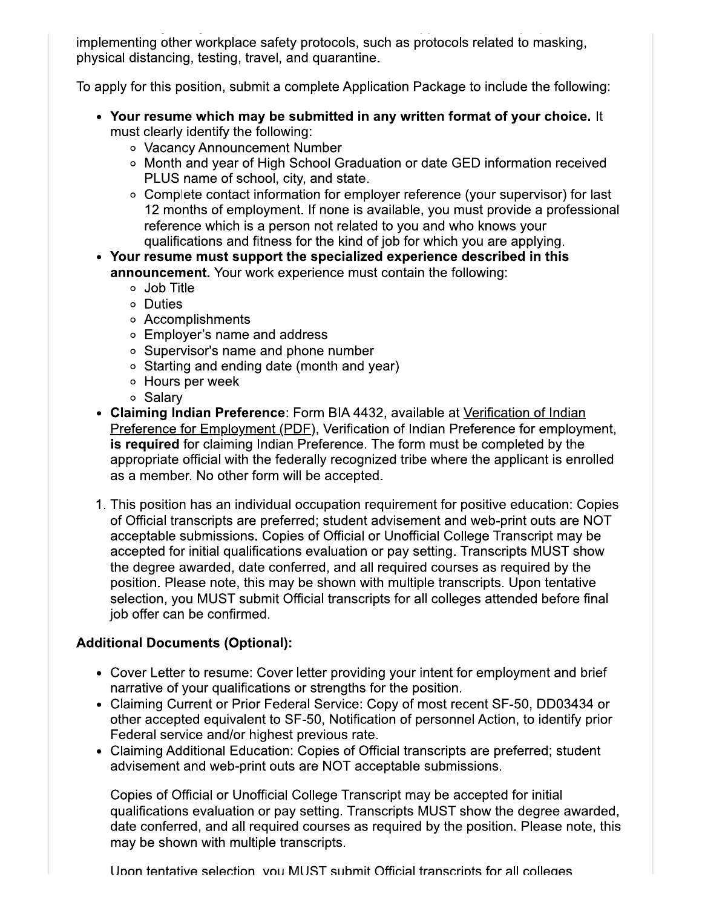implementing other workplace safety protocols, such as protocols related to masking, physical distancing, testing, travel, and quarantine.

To apply for this position, submit a complete Application Package to include the following:

- **Your resume which may be submitted in any written format of your choice.** It must clearly identify the following:
  - Vacancy Announcement Number
  - Month and year of High School Graduation or date GED information received PLUS name of school, city, and state.
  - Complete contact information for employer reference (your supervisor) for last 12 months of employment. If none is available, you must provide a professional reference which is a person not related to you and who knows your qualifications and fitness for the kind of job for which you are applying.
- **Your resume must support the specialized experience described in this announcement.** Your work experience must contain the following:
  - Job Title
  - Duties
  - Accomplishments
  - Employer's name and address
  - Supervisor's name and phone number
  - Starting and ending date (month and year)
  - Hours per week
  - Salary
- **Claiming Indian Preference**: Form BIA 4432, available at Verification of Indian Preference for Employment (PDF), Verification of Indian Preference for employment, **is required** for claiming Indian Preference. The form must be completed by the appropriate official with the federally recognized tribe where the applicant is enrolled as a member. No other form will be accepted.

1. This position has an individual occupation requirement for positive education: Copies of Official transcripts are preferred; student advisement and web-print outs are NOT acceptable submissions**.** Copies of Official or Unofficial College Transcript may be accepted for initial qualifications evaluation or pay setting. Transcripts MUST show the degree awarded, date conferred, and all required courses as required by the position. Please note, this may be shown with multiple transcripts. Upon tentative selection, you MUST submit Official transcripts for all colleges attended before final job offer can be confirmed.

**Additional Documents (Optional):**

- Cover Letter to resume: Cover letter providing your intent for employment and brief narrative of your qualifications or strengths for the position.
- Claiming Current or Prior Federal Service: Copy of most recent SF-50, DD03434 or other accepted equivalent to SF-50, Notification of personnel Action, to identify prior Federal service and/or highest previous rate.
- Claiming Additional Education: Copies of Official transcripts are preferred; student advisement and web-print outs are NOT acceptable submissions.

  Copies of Official or Unofficial College Transcript may be accepted for initial qualifications evaluation or pay setting. Transcripts MUST show the degree awarded, date conferred, and all required courses as required by the position. Please note, this may be shown with multiple transcripts.

  Upon tentative selection, you MUST submit Official transcripts for all colleges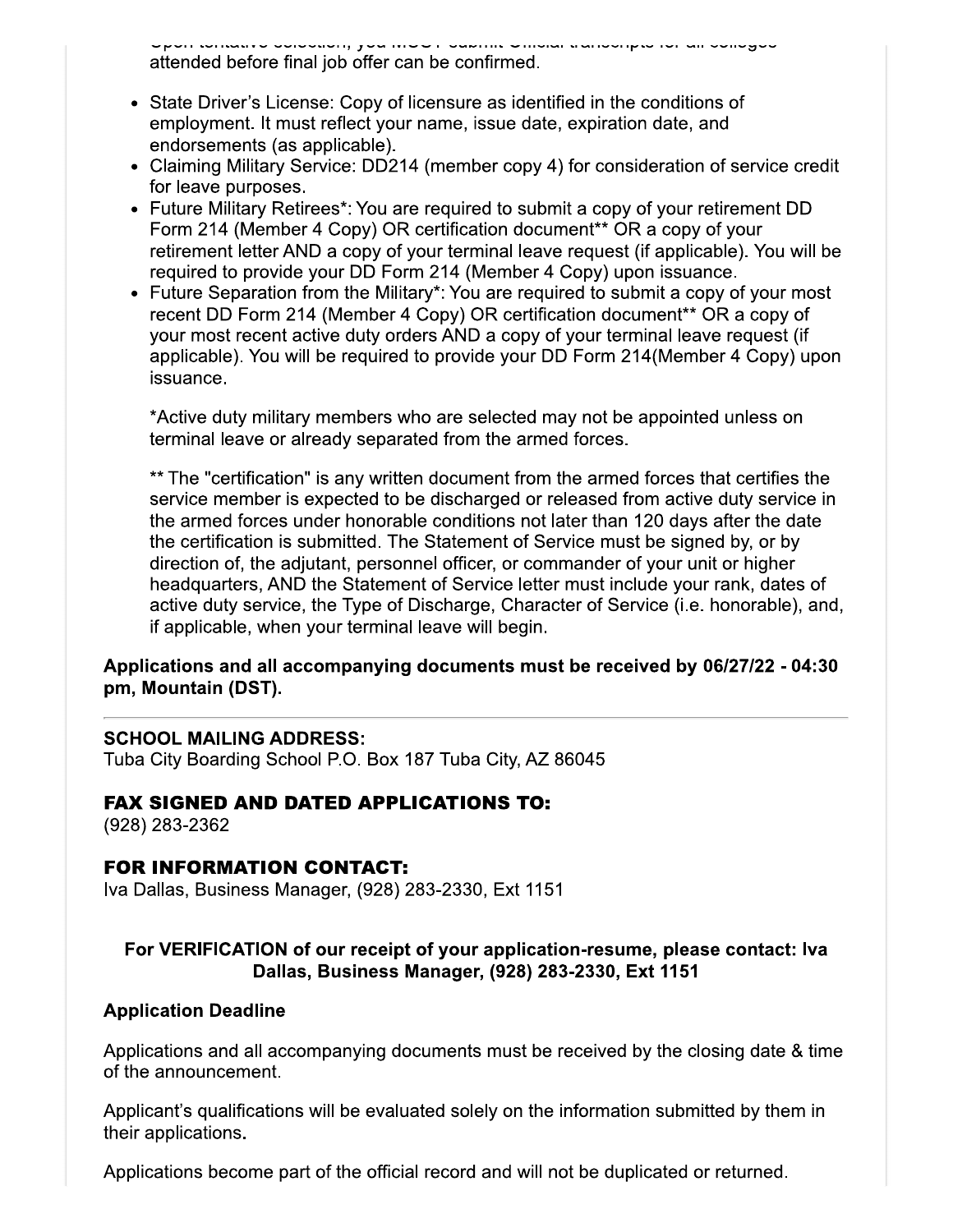Upon tentative selection, you MUST submit Official transcripts for all colleges attended before final job offer can be confirmed.

- State Driver's License: Copy of licensure as identified in the conditions of employment. It must reflect your name, issue date, expiration date, and endorsements (as applicable).
- Claiming Military Service: DD214 (member copy 4) for consideration of service credit for leave purposes.
- Future Military Retirees*: You are required to submit a copy of your retirement DD Form 214 (Member 4 Copy) OR certification document** OR a copy of your retirement letter AND a copy of your terminal leave request (if applicable). You will be required to provide your DD Form 214 (Member 4 Copy) upon issuance.
- Future Separation from the Military*: You are required to submit a copy of your most recent DD Form 214 (Member 4 Copy) OR certification document** OR a copy of your most recent active duty orders AND a copy of your terminal leave request (if applicable). You will be required to provide your DD Form 214(Member 4 Copy) upon issuance.

  *Active duty military members who are selected may not be appointed unless on terminal leave or already separated from the armed forces.

  ** The "certification" is any written document from the armed forces that certifies the service member is expected to be discharged or released from active duty service in the armed forces under honorable conditions not later than 120 days after the date the certification is submitted. The Statement of Service must be signed by, or by direction of, the adjutant, personnel officer, or commander of your unit or higher headquarters, AND the Statement of Service letter must include your rank, dates of active duty service, the Type of Discharge, Character of Service (i.e. honorable), and, if applicable, when your terminal leave will begin.

**Applications and all accompanying documents must be received by 06/27/22 - 04:30 pm, Mountain (DST).**

---

**SCHOOL MAILING ADDRESS:**
Tuba City Boarding School P.O. Box 187 Tuba City, AZ 86045

### FAX SIGNED AND DATED APPLICATIONS TO:

(928) 283-2362

### FOR INFORMATION CONTACT:

Iva Dallas, Business Manager, (928) 283-2330, Ext 1151

**For VERIFICATION of our receipt of your application-resume, please contact: Iva Dallas, Business Manager, (928) 283-2330, Ext 1151**

**Application Deadline**

Applications and all accompanying documents must be received by the closing date & time of the announcement.

Applicant's qualifications will be evaluated solely on the information submitted by them in their applications.

Applications become part of the official record and will not be duplicated or returned.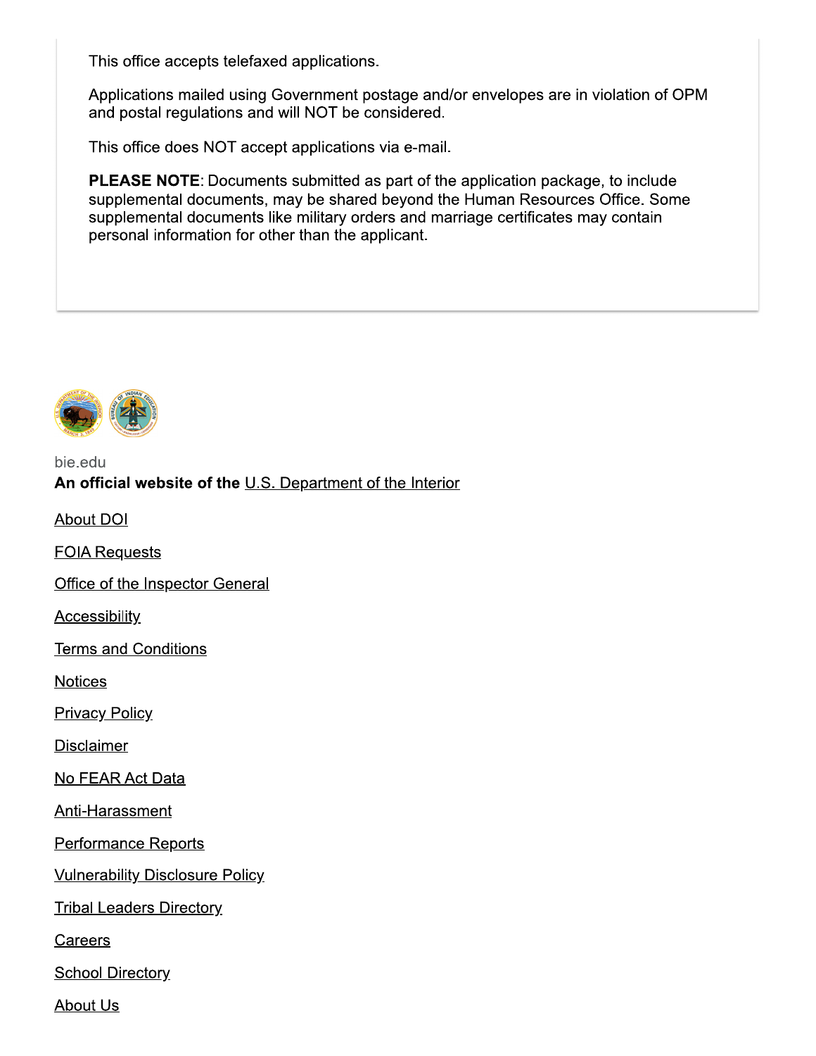This office accepts telefaxed applications.

Applications mailed using Government postage and/or envelopes are in violation of OPM and postal regulations and will NOT be considered.

This office does NOT accept applications via e-mail.

**PLEASE NOTE**: Documents submitted as part of the application package, to include supplemental documents, may be shared beyond the Human Resources Office. Some supplemental documents like military orders and marriage certificates may contain personal information for other than the applicant.

bie.edu

**An official website of the** U.S. Department of the Interior

About DOI

FOIA Requests

Office of the Inspector General

Accessibility

Terms and Conditions

Notices

Privacy Policy

Disclaimer

No FEAR Act Data

Anti-Harassment

Performance Reports

Vulnerability Disclosure Policy

Tribal Leaders Directory

Careers

School Directory

About Us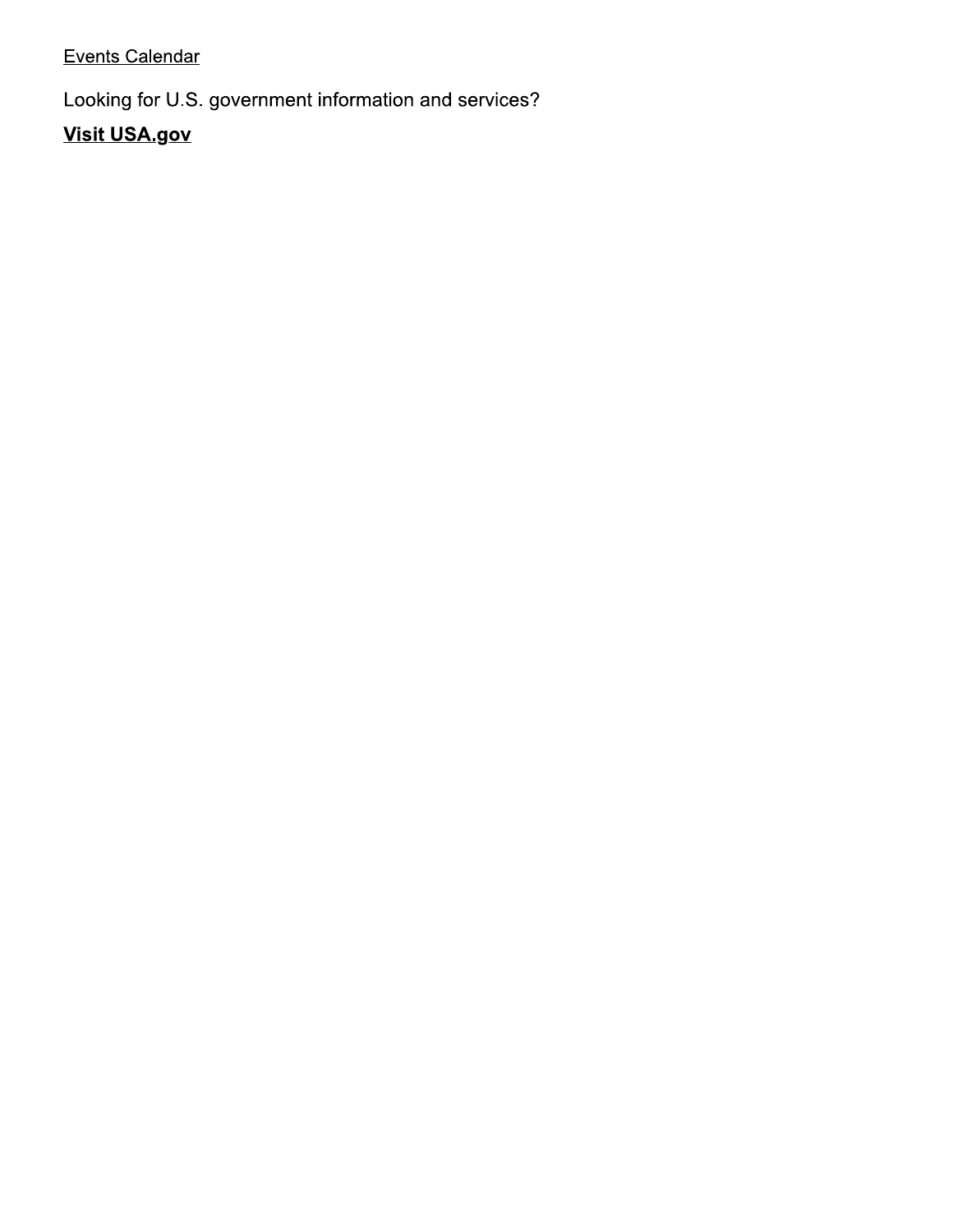Events Calendar

Looking for U.S. government information and services?

**Visit USA.gov**